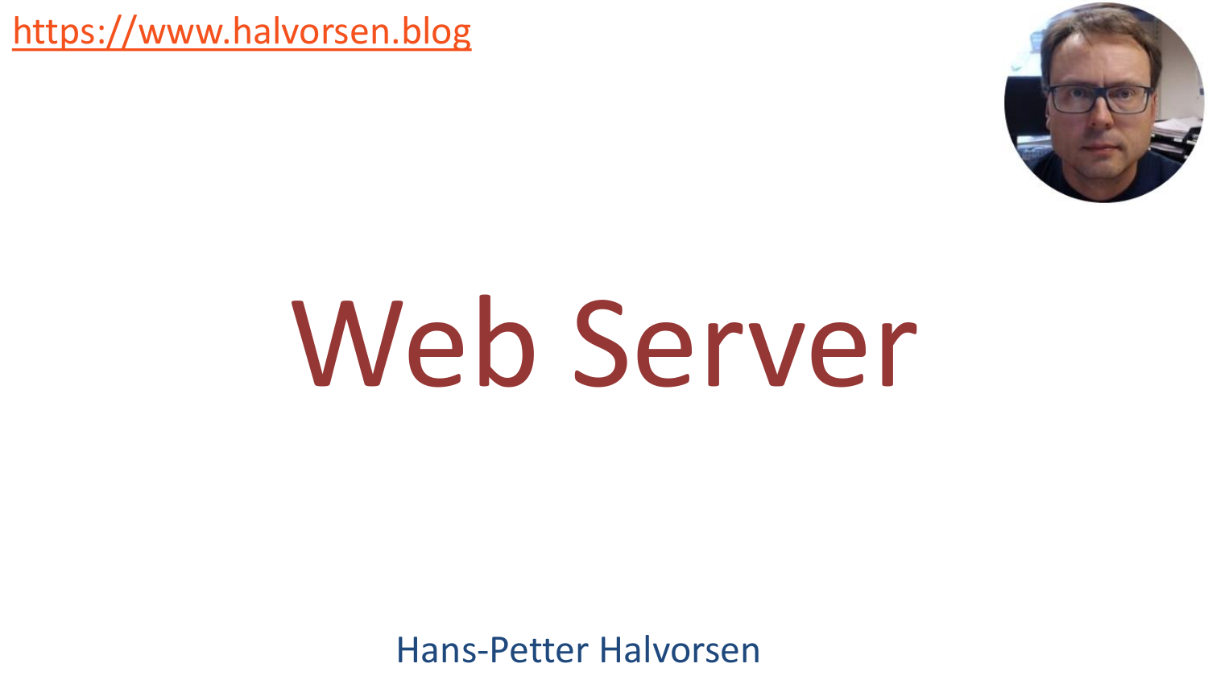https://www.halvorsen.blog

# Web Server

Hans-Petter Halvorsen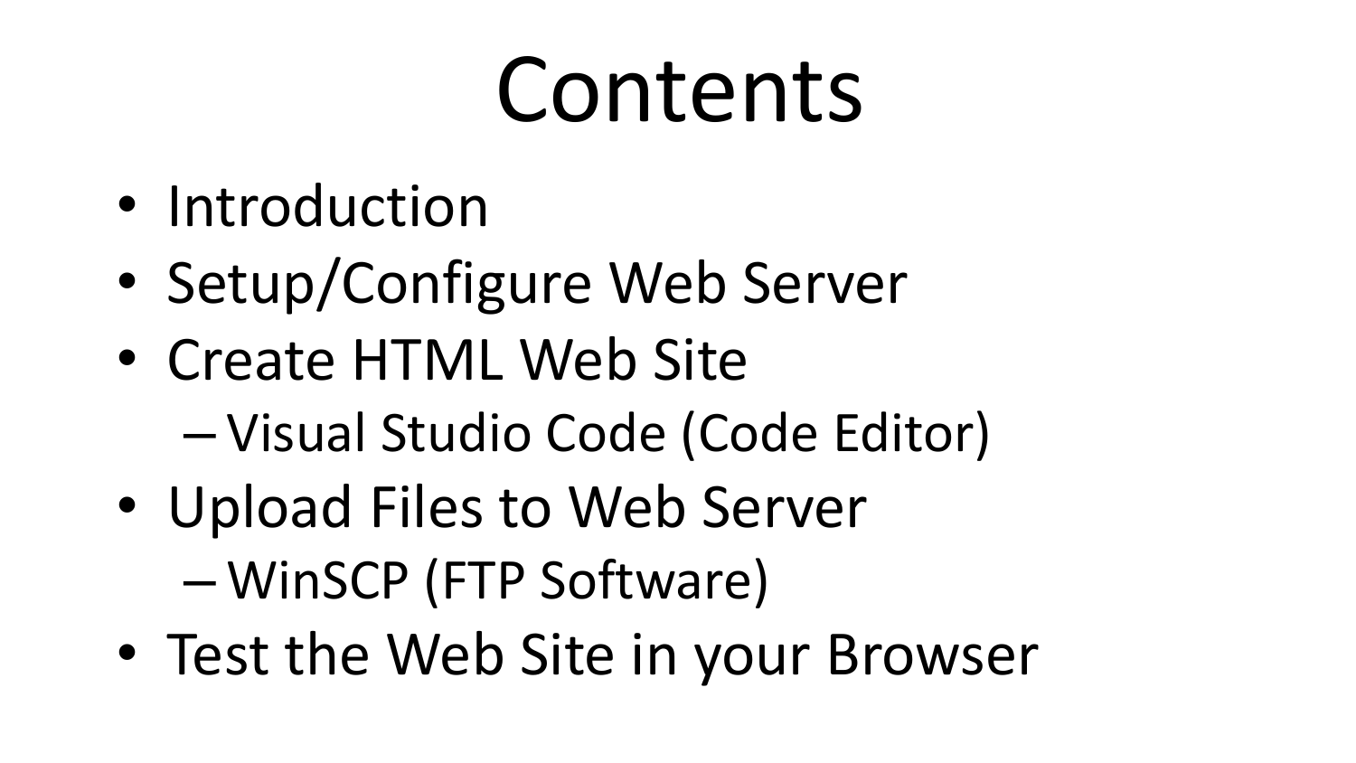# Contents

- Introduction
- Setup/Configure Web Server
- Create HTML Web Site
  - Visual Studio Code (Code Editor)
- Upload Files to Web Server
  - WinSCP (FTP Software)
- Test the Web Site in your Browser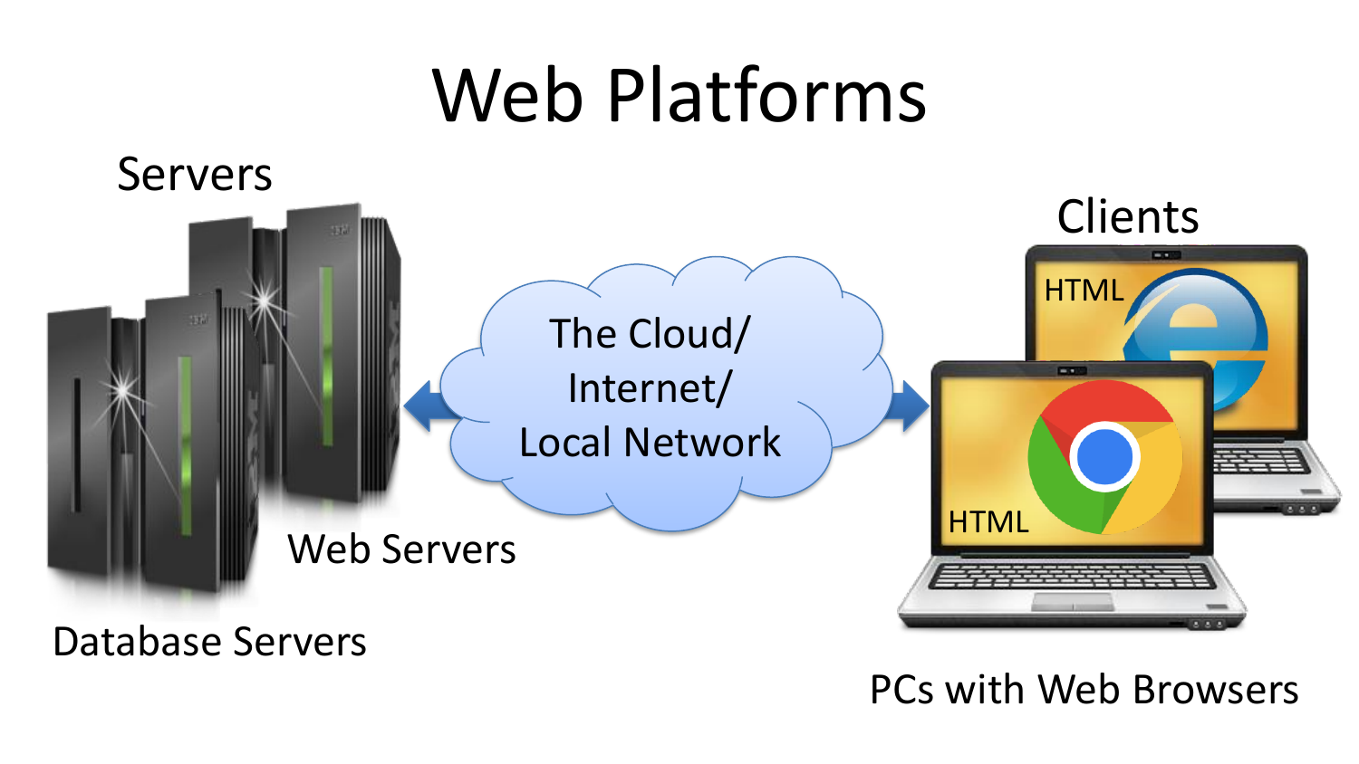# Web Platforms

Servers

The Cloud/
Internet/
Local Network

Clients

HTML

HTML

Web Servers

Database Servers

PCs with Web Browsers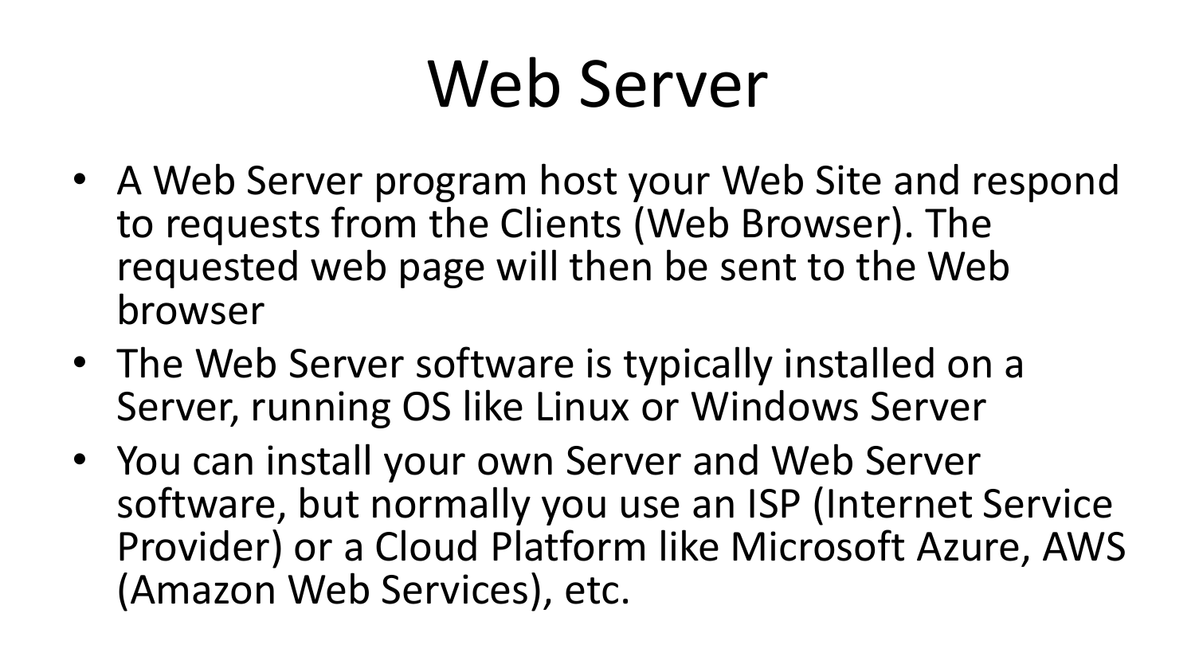# Web Server

- A Web Server program host your Web Site and respond to requests from the Clients (Web Browser). The requested web page will then be sent to the Web browser
- The Web Server software is typically installed on a Server, running OS like Linux or Windows Server
- You can install your own Server and Web Server software, but normally you use an ISP (Internet Service Provider) or a Cloud Platform like Microsoft Azure, AWS (Amazon Web Services), etc.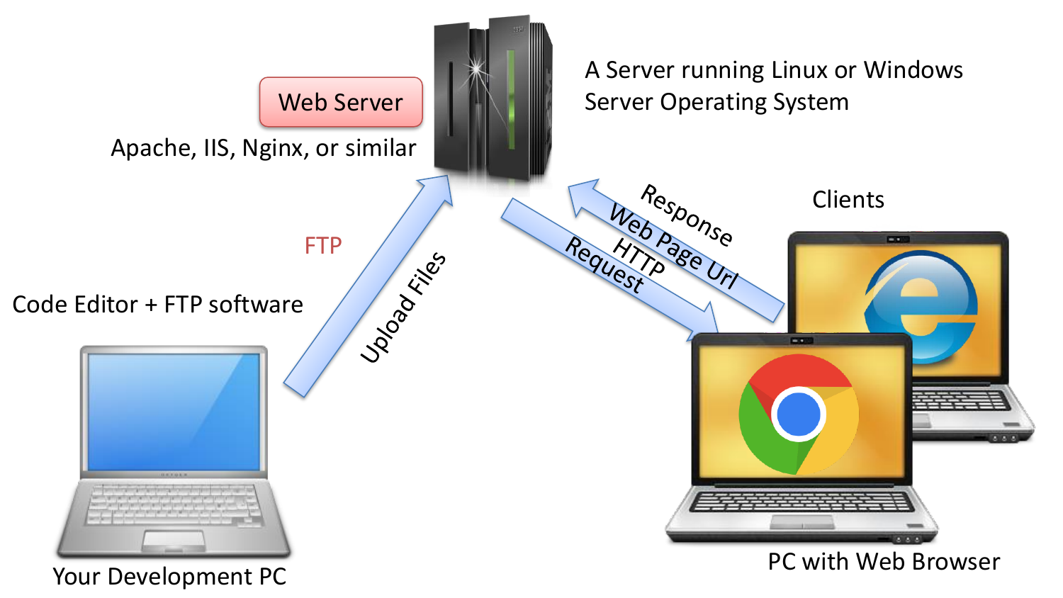Web Server

Apache, IIS, Nginx, or similar

A Server running Linux or Windows Server Operating System

FTP

Upload Files

Code Editor + FTP software

Your Development PC

Response

Web Page Url

HTTP

Request

Clients

PC with Web Browser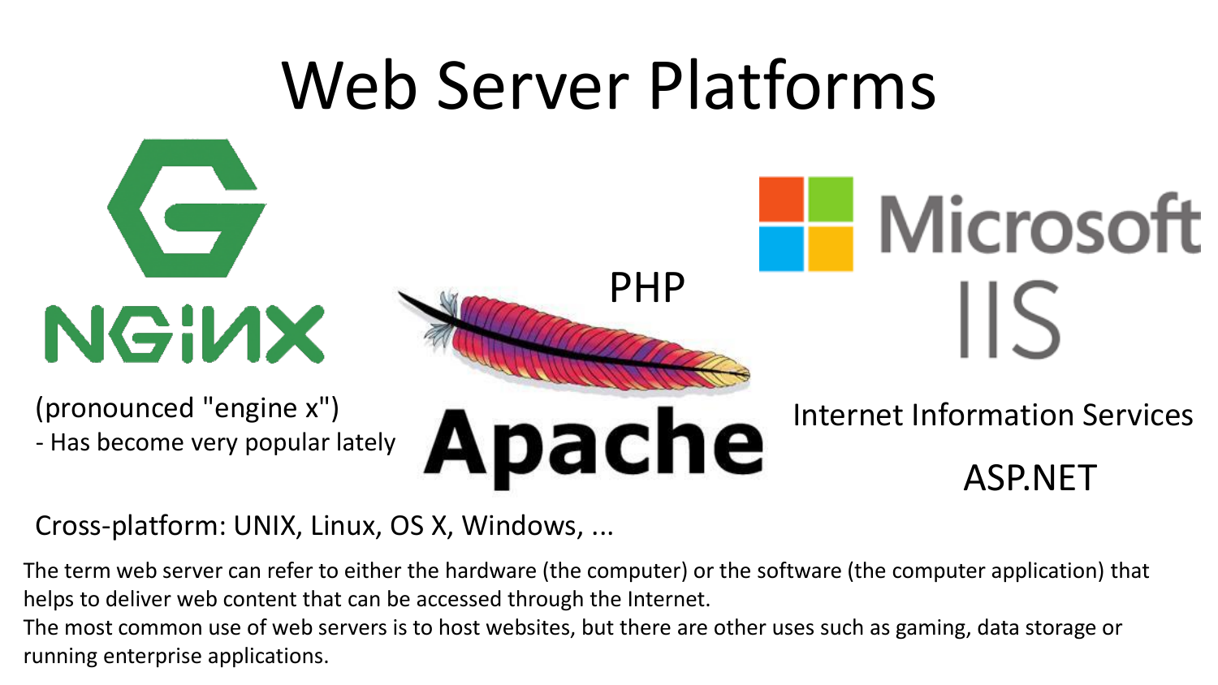# Web Server Platforms

NGINX

(pronounced "engine x")
- Has become very popular lately

PHP

Apache

Microsoft IIS

Internet Information Services

ASP.NET

Cross-platform: UNIX, Linux, OS X, Windows, ...

The term web server can refer to either the hardware (the computer) or the software (the computer application) that helps to deliver web content that can be accessed through the Internet.
The most common use of web servers is to host websites, but there are other uses such as gaming, data storage or running enterprise applications.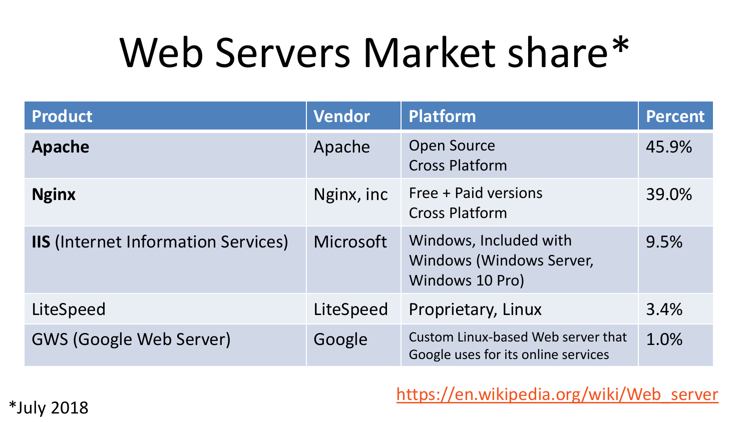# Web Servers Market share*

| Product | Vendor | Platform | Percent |
|---|---|---|---|
| **Apache** | Apache | Open Source<br>Cross Platform | 45.9% |
| **Nginx** | Nginx, inc | Free + Paid versions<br>Cross Platform | 39.0% |
| **IIS** (Internet Information Services) | Microsoft | Windows, Included with Windows (Windows Server, Windows 10 Pro) | 9.5% |
| LiteSpeed | LiteSpeed | Proprietary, Linux | 3.4% |
| GWS (Google Web Server) | Google | Custom Linux-based Web server that Google uses for its online services | 1.0% |

*July 2018

https://en.wikipedia.org/wiki/Web_server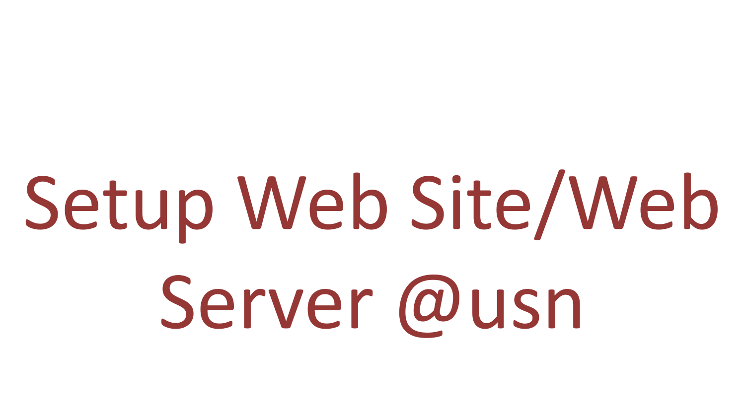# Setup Web Site/Web Server @usn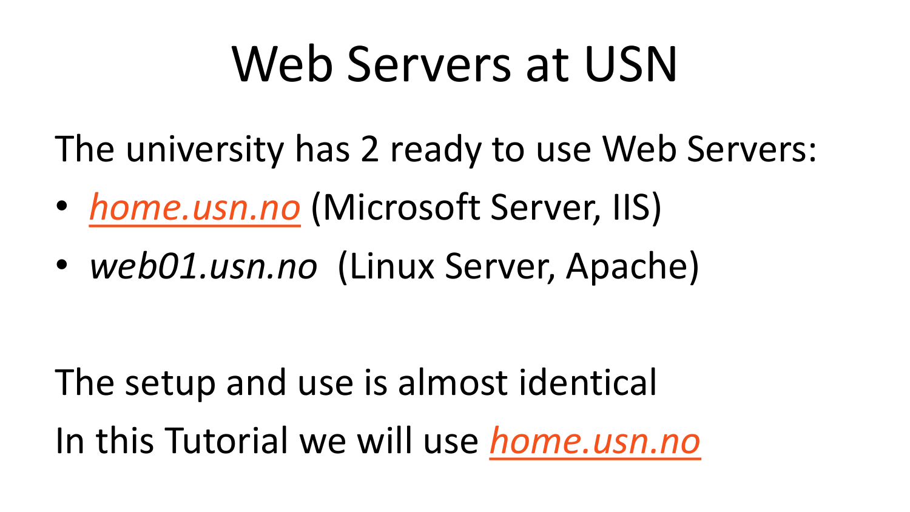# Web Servers at USN

The university has 2 ready to use Web Servers:

- *home.usn.no* (Microsoft Server, IIS)
- *web01.usn.no* (Linux Server, Apache)

The setup and use is almost identical

In this Tutorial we will use *home.usn.no*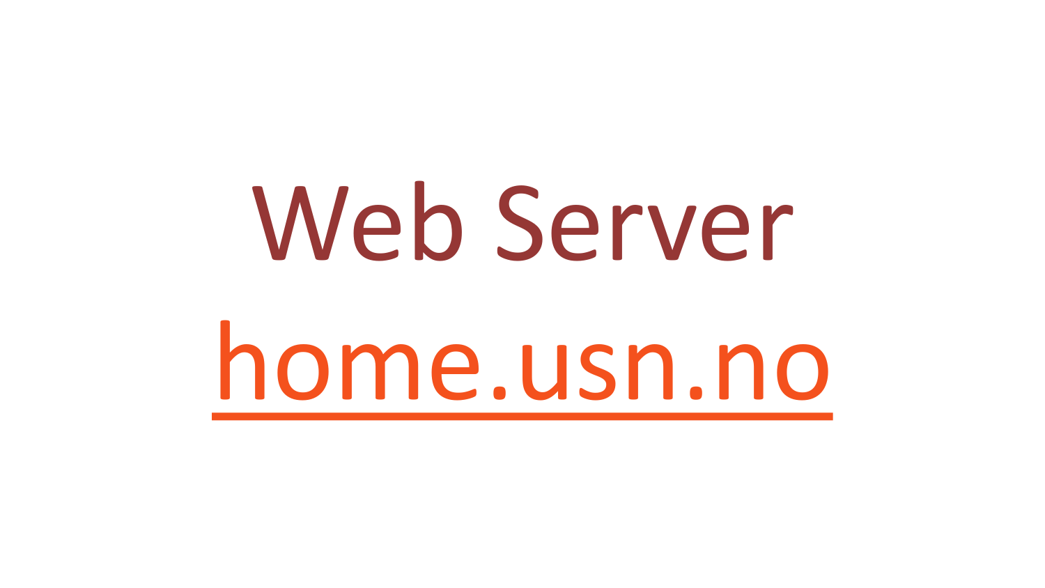# Web Server

[home.usn.no](home.usn.no)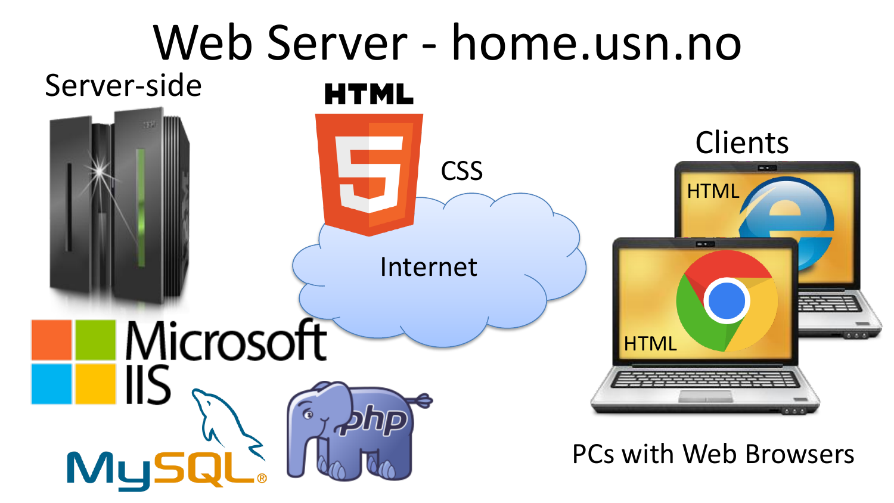# Web Server - home.usn.no

Server-side

HTML

CSS

Internet

Clients

HTML

HTML

Microsoft IIS

MySQL

php

PCs with Web Browsers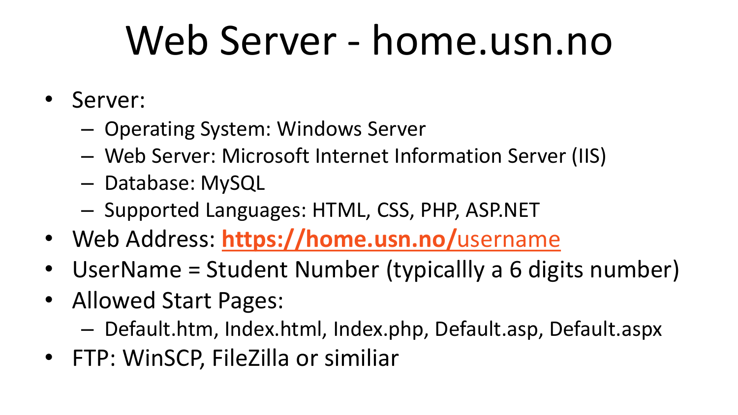# Web Server - home.usn.no

- Server:
  - Operating System: Windows Server
  - Web Server: Microsoft Internet Information Server (IIS)
  - Database: MySQL
  - Supported Languages: HTML, CSS, PHP, ASP.NET
- Web Address: **https://home.usn.no/**username
- UserName = Student Number (typicallly a 6 digits number)
- Allowed Start Pages:
  - Default.htm, Index.html, Index.php, Default.asp, Default.aspx
- FTP: WinSCP, FileZilla or similiar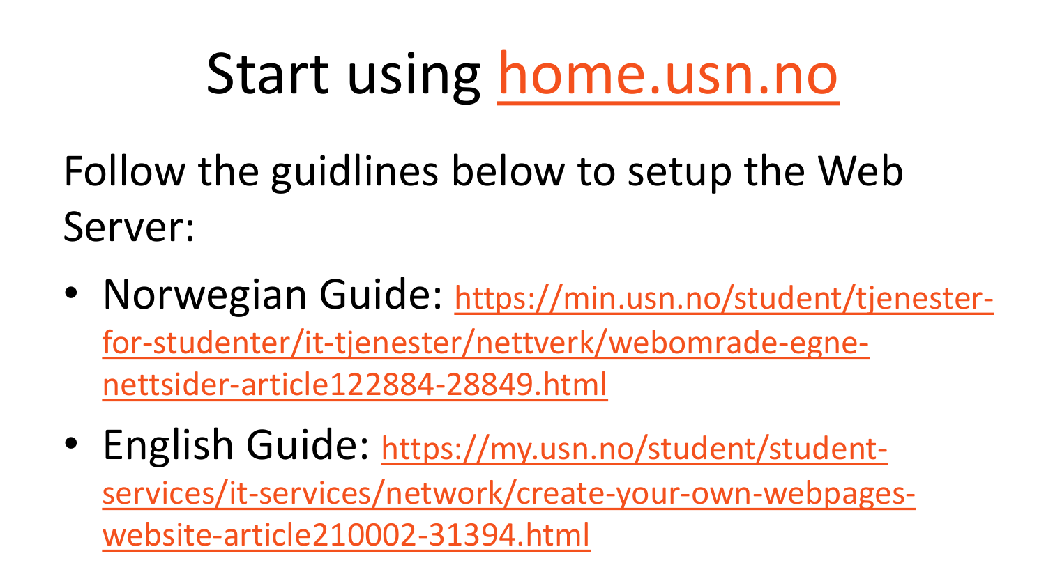# Start using [home.usn.no](home.usn.no)

Follow the guidlines below to setup the Web Server:

- Norwegian Guide: [https://min.usn.no/student/tjenester-for-studenter/it-tjenester/nettverk/webomrade-egne-nettsider-article122884-28849.html](https://min.usn.no/student/tjenester-for-studenter/it-tjenester/nettverk/webomrade-egne-nettsider-article122884-28849.html)
- English Guide: [https://my.usn.no/student/student-services/it-services/network/create-your-own-webpages-website-article210002-31394.html](https://my.usn.no/student/student-services/it-services/network/create-your-own-webpages-website-article210002-31394.html)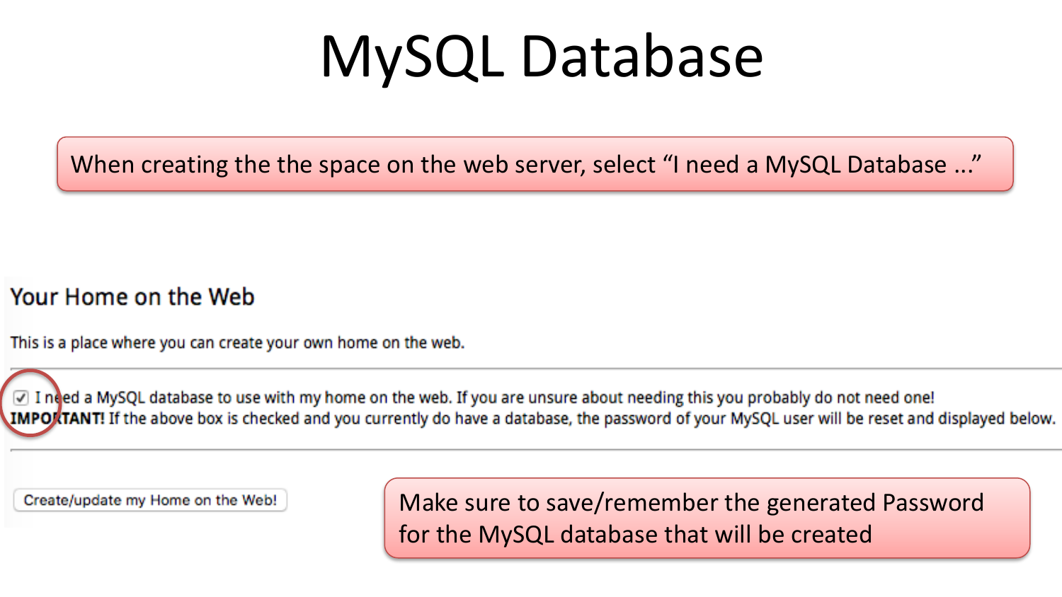# MySQL Database

When creating the the space on the web server, select “I need a MySQL Database ...”

## Your Home on the Web

This is a place where you can create your own home on the web.

☑ I need a MySQL database to use with my home on the web. If you are unsure about needing this you probably do not need one!
**IMPORTANT!** If the above box is checked and you currently do have a database, the password of your MySQL user will be reset and displayed below.

Create/update my Home on the Web!

Make sure to save/remember the generated Password for the MySQL database that will be created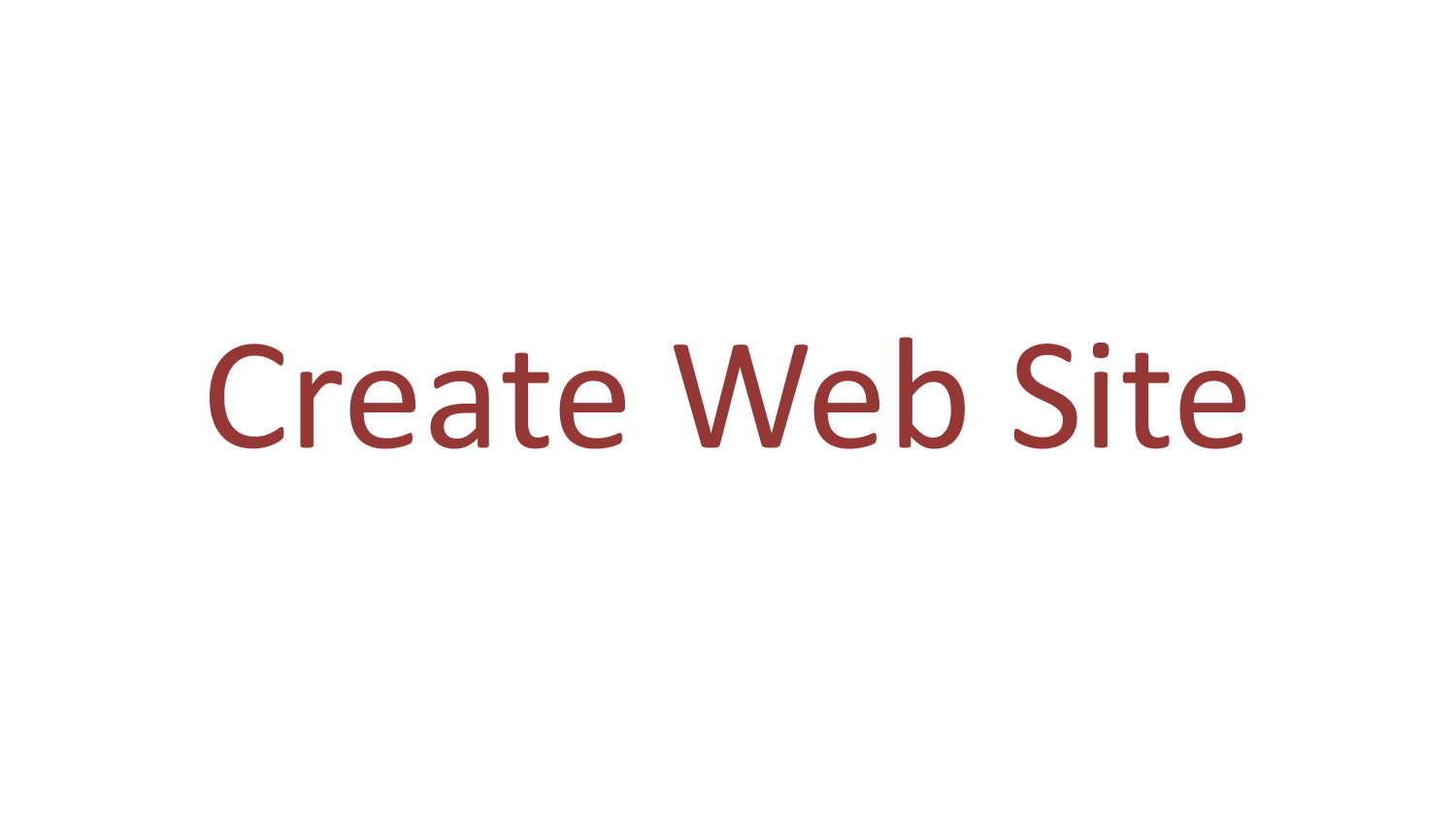# Create Web Site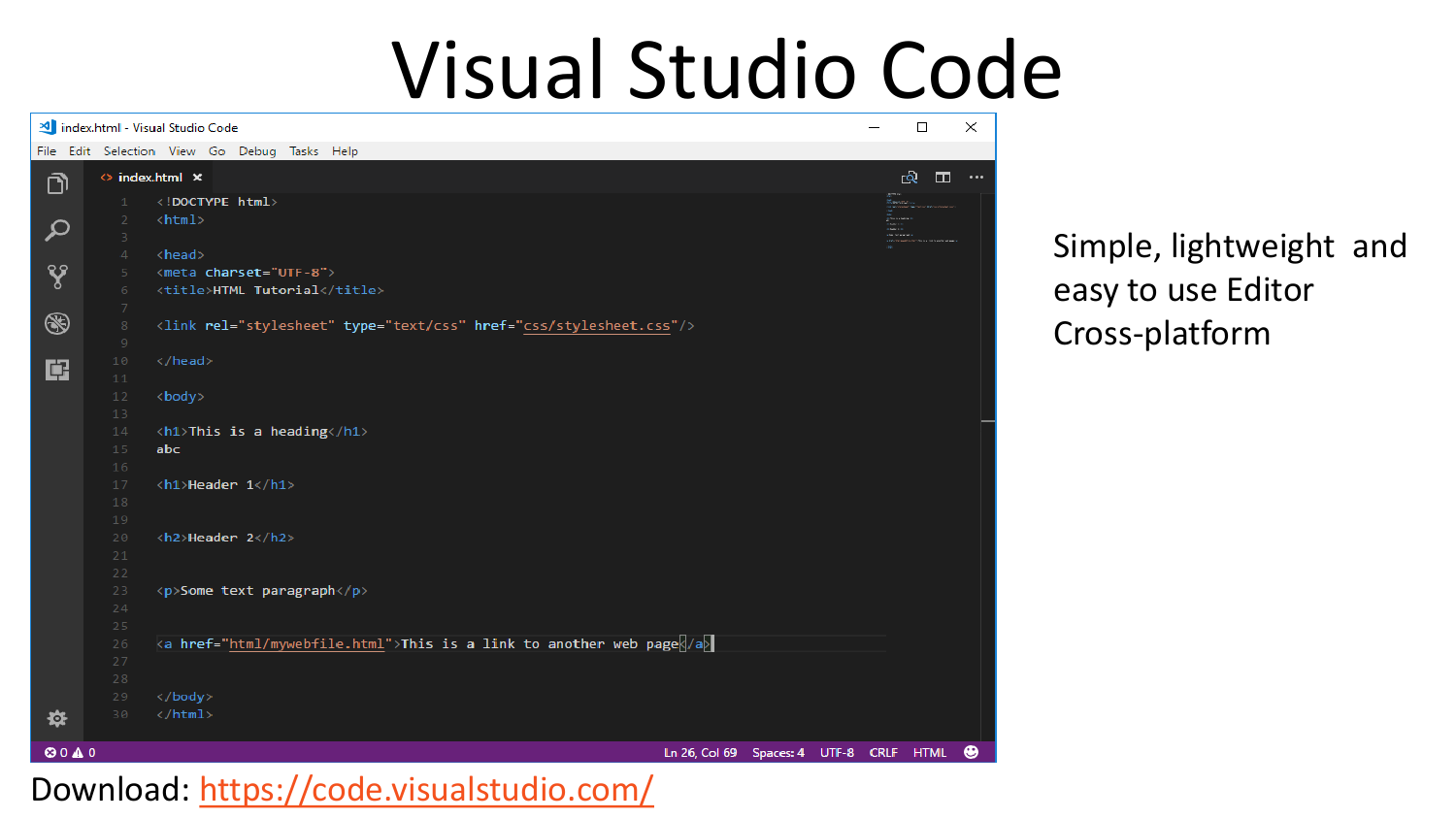# Visual Studio Code

```html
<!DOCTYPE html>
<html>

<head>
<meta charset="UTF-8">
<title>HTML Tutorial</title>

<link rel="stylesheet" type="text/css" href="css/stylesheet.css"/>

</head>

<body>

<h1>This is a heading</h1>
abc

<h1>Header 1</h1>


<h2>Header 2</h2>


<p>Some text paragraph</p>


<a href="html/mywebfile.html">This is a link to another web page</a>


</body>
</html>
```

Simple, lightweight and easy to use Editor

Cross-platform

Download: https://code.visualstudio.com/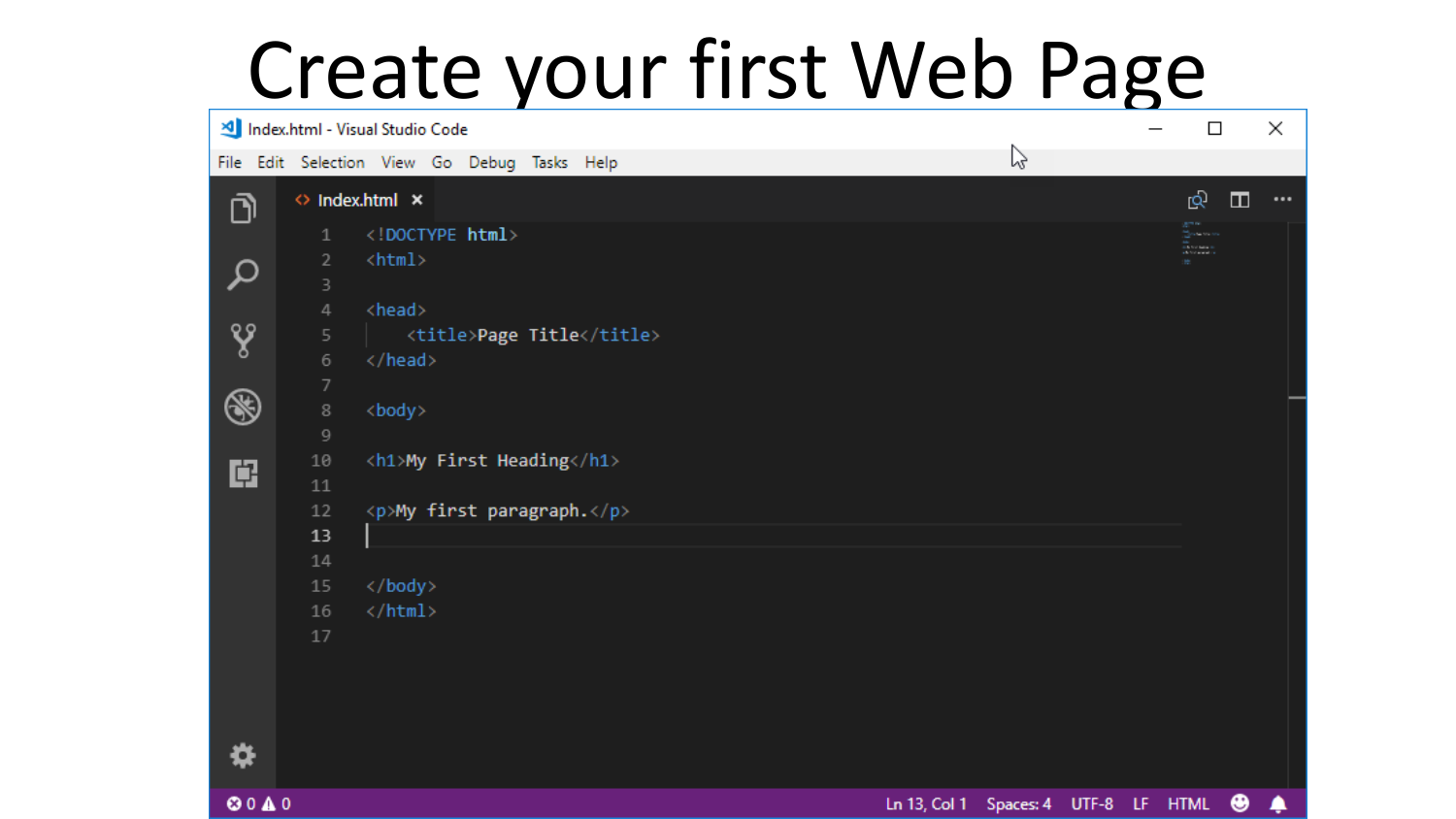# Create your first Web Page

```html
<!DOCTYPE html>
<html>

<head>
    <title>Page Title</title>
</head>

<body>

<h1>My First Heading</h1>

<p>My first paragraph.</p>


</body>
</html>
```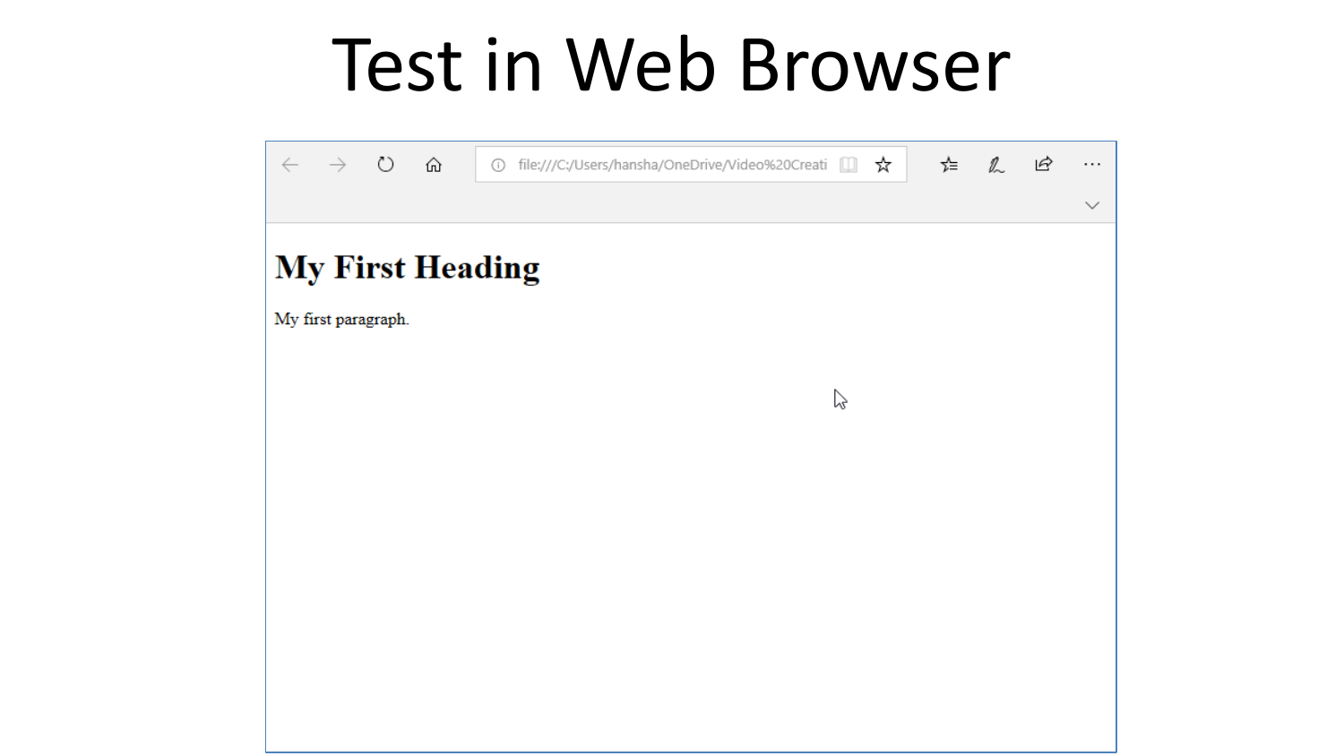# Test in Web Browser

file:///C:/Users/hansha/OneDrive/Video%20Creati

## My First Heading

My first paragraph.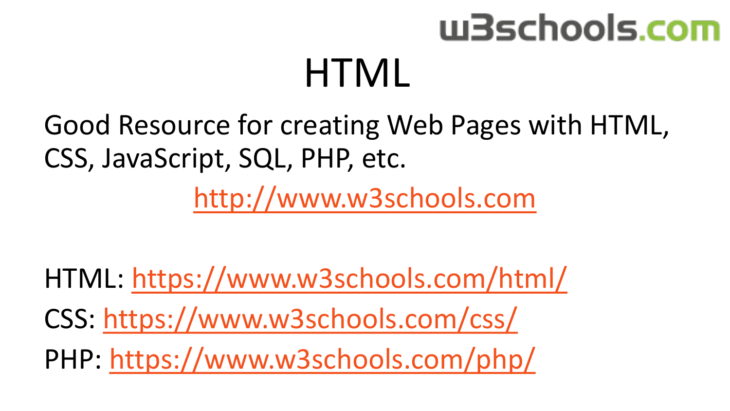w3schools.com

# HTML

Good Resource for creating Web Pages with HTML, CSS, JavaScript, SQL, PHP, etc.

http://www.w3schools.com

HTML: https://www.w3schools.com/html/

CSS: https://www.w3schools.com/css/

PHP: https://www.w3schools.com/php/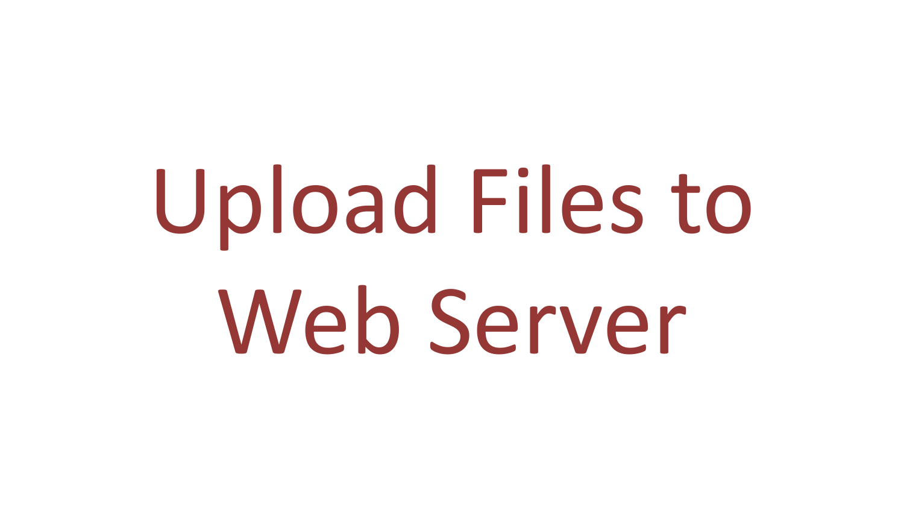# Upload Files to Web Server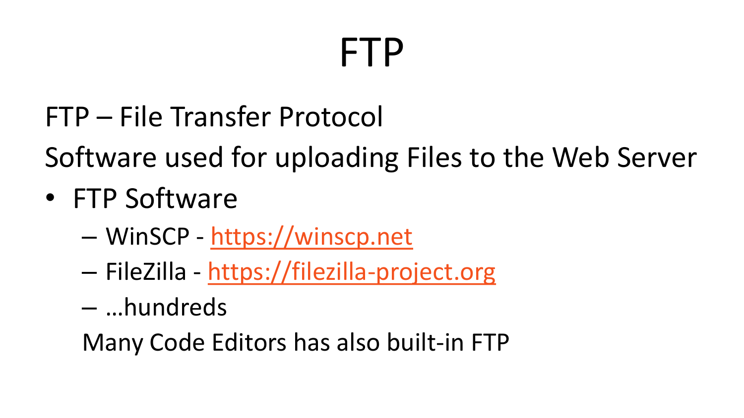# FTP

FTP – File Transfer Protocol

Software used for uploading Files to the Web Server

- FTP Software
  - WinSCP - https://winscp.net
  - FileZilla - https://filezilla-project.org
  - …hundreds

  Many Code Editors has also built-in FTP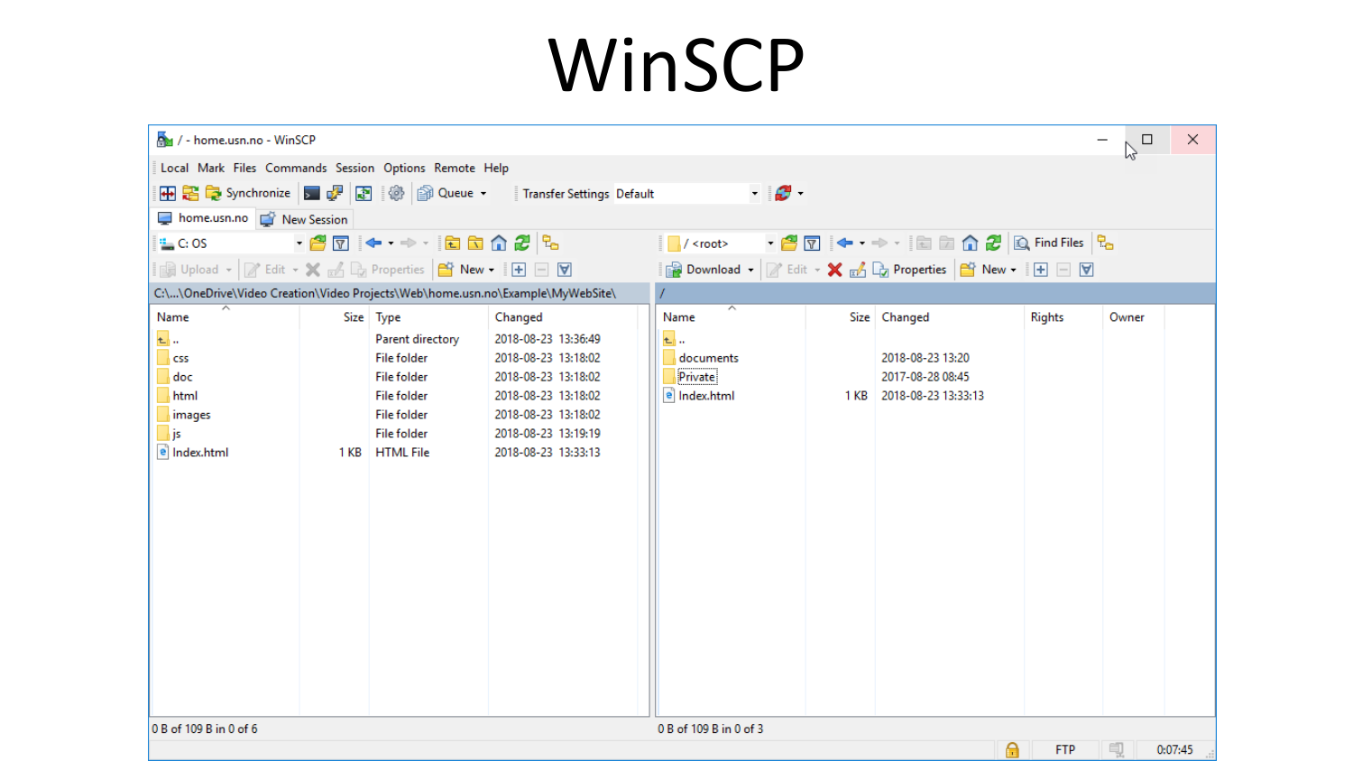# WinSCP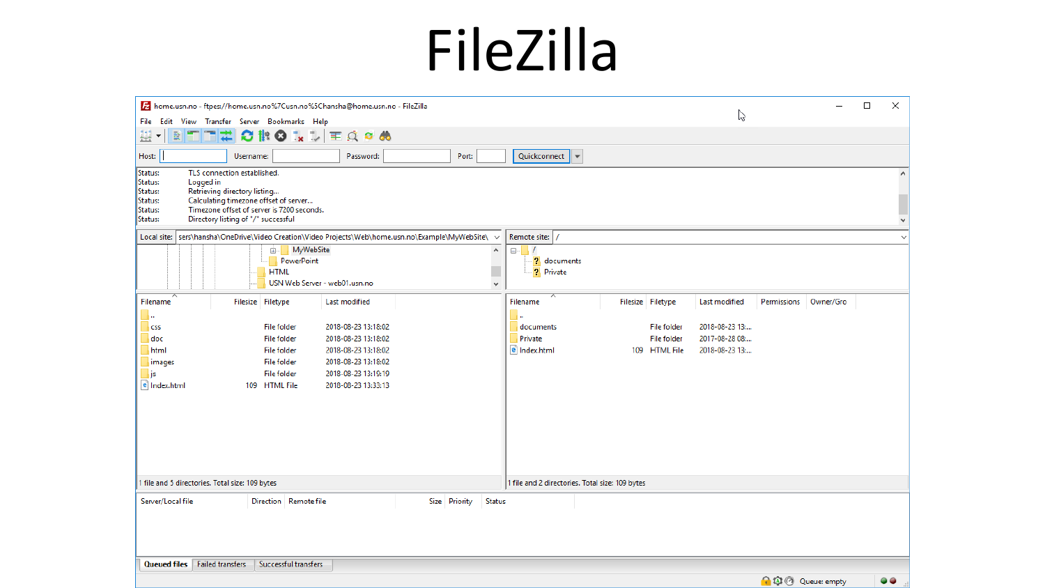# FileZilla

home.usn.no - ftpes://home.usn.no%7Cusn.no%5Chansha@home.usn.no - FileZilla

File Edit View Transfer Server Bookmarks Help

Host: Username: Password: Port: Quickconnect

Status: TLS connection established.
Status: Logged in
Status: Retrieving directory listing...
Status: Calculating timezone offset of server...
Status: Timezone offset of server is 7200 seconds.
Status: Directory listing of "/" successful

Local site: sers\hansha\OneDrive\Video Creation\Video Projects\Web\home.usn.no\Example\MyWebSite\

- MyWebSite
- PowerPoint
- HTML
- USN Web Server - web01.usn.no

| Filename | Filesize | Filetype | Last modified |
|---|---|---|---|
| .. | | | |
| css | | File folder | 2018-08-23 13:18:02 |
| doc | | File folder | 2018-08-23 13:18:02 |
| html | | File folder | 2018-08-23 13:18:02 |
| images | | File folder | 2018-08-23 13:18:02 |
| js | | File folder | 2018-08-23 13:19:19 |
| Index.html | 109 | HTML File | 2018-08-23 13:33:13 |

1 file and 5 directories. Total size: 109 bytes

Remote site: /

- /
  - documents
  - Private

| Filename | Filesize | Filetype | Last modified | Permissions | Owner/Gro |
|---|---|---|---|---|---|
| .. | | | | | |
| documents | | File folder | 2018-08-23 13:... | | |
| Private | | File folder | 2017-08-28 08:... | | |
| Index.html | 109 | HTML File | 2018-08-23 13:... | | |

1 file and 2 directories. Total size: 109 bytes

| Server/Local file | Direction | Remote file | Size | Priority | Status |
|---|---|---|---|---|---|

Queued files | Failed transfers | Successful transfers

Queue: empty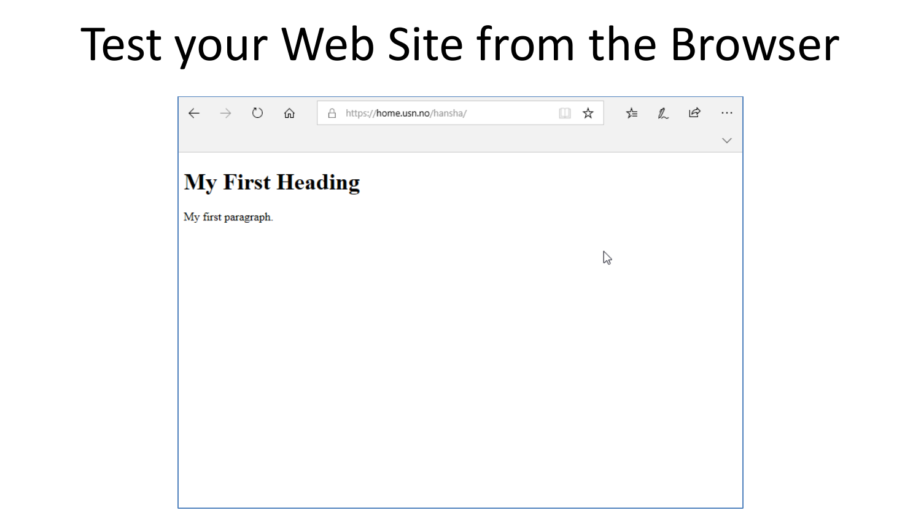# Test your Web Site from the Browser

https://home.usn.no/hansha/

# My First Heading

My first paragraph.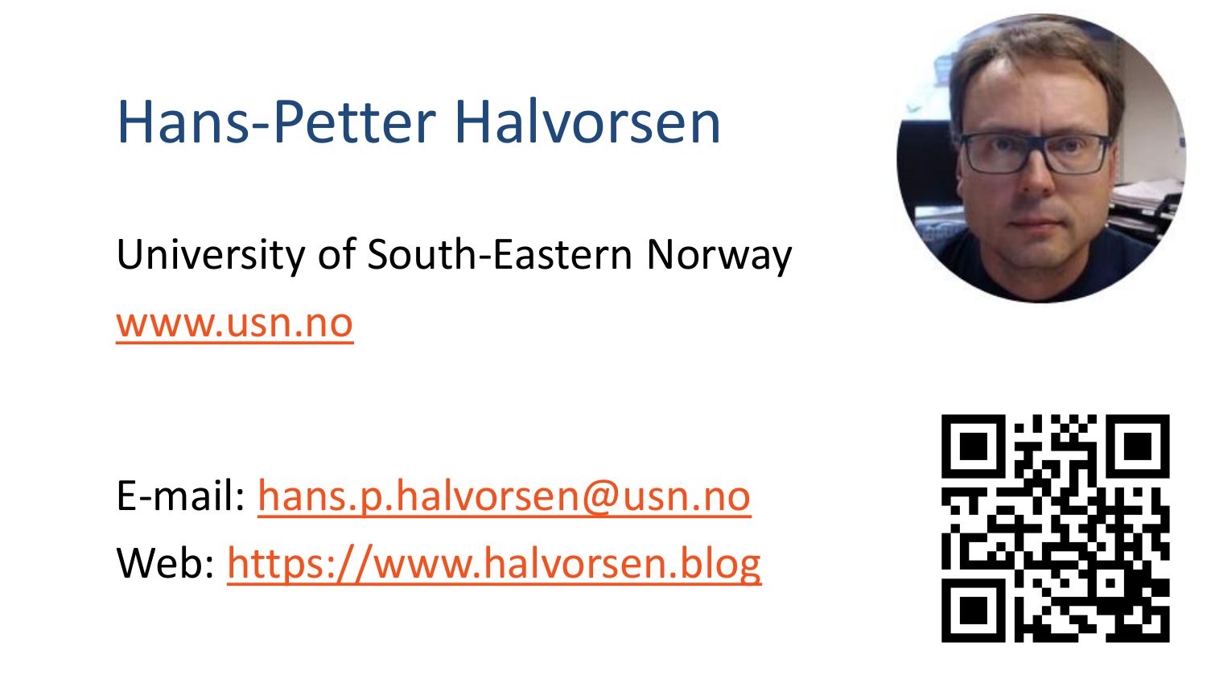# Hans-Petter Halvorsen

University of South-Eastern Norway

www.usn.no

E-mail: hans.p.halvorsen@usn.no

Web: https://www.halvorsen.blog